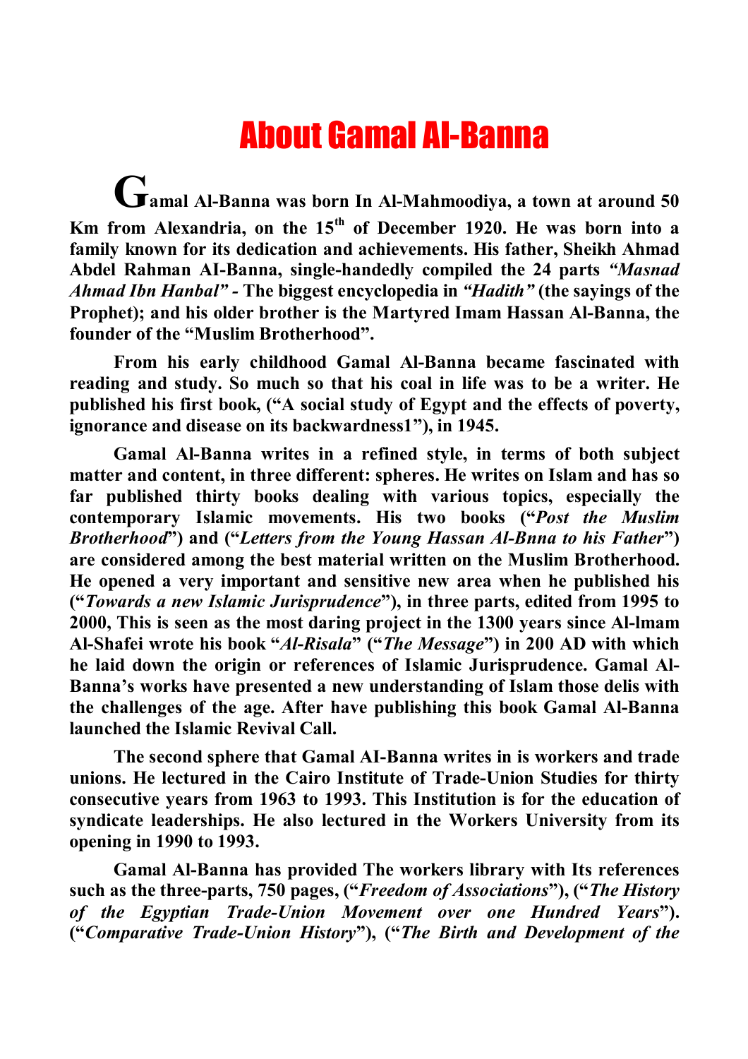# About Gamal Al-Banna

**Gamal Al-Banna was born In Al-Mahmoodiya, a town at around 50 Km from Alexandria, on the 15th of December 1920. He was born into a family known for its dedication and achievements. His father, Sheikh Ahmad Abdel Rahman AI-Banna, single-handedly compiled the 24 parts *"Masnad Ahmad Ibn Hanbal"* - The biggest encyclopedia in *"Hadith"* (the sayings of the Prophet); and his older brother is the Martyred Imam Hassan Al-Banna, the founder of the "Muslim Brotherhood".**

**From his early childhood Gamal Al-Banna became fascinated with reading and study. So much so that his coal in life was to be a writer. He published his first book, ("A social study of Egypt and the effects of poverty, ignorance and disease on its backwardness1"), in 1945.**

**Gamal Al-Banna writes in a refined style, in terms of both subject matter and content, in three different: spheres. He writes on Islam and has so far published thirty books dealing with various topics, especially the contemporary Islamic movements. His two books ("*Post the Muslim Brotherhood*") and ("*Letters from the Young Hassan Al-Bnna to his Father*") are considered among the best material written on the Muslim Brotherhood. He opened a very important and sensitive new area when he published his ("*Towards a new Islamic Jurisprudence*"), in three parts, edited from 1995 to 2000, This is seen as the most daring project in the 1300 years since Al-lmam Al-Shafei wrote his book "*Al-Risala*" ("*The Message*") in 200 AD with which he laid down the origin or references of Islamic Jurisprudence. Gamal Al-Banna's works have presented a new understanding of Islam those delis with the challenges of the age. After have publishing this book Gamal Al-Banna launched the Islamic Revival Call.**

**The second sphere that Gamal AI-Banna writes in is workers and trade unions. He lectured in the Cairo Institute of Trade-Union Studies for thirty consecutive years from 1963 to 1993. This Institution is for the education of syndicate leaderships. He also lectured in the Workers University from its opening in 1990 to 1993.**

**Gamal Al-Banna has provided The workers library with Its references such as the three-parts, 750 pages, ("*Freedom of Associations*"), ("*The History of the Egyptian Trade-Union Movement over one Hundred Years*"). ("*Comparative Trade-Union History*"), ("*The Birth and Development of the***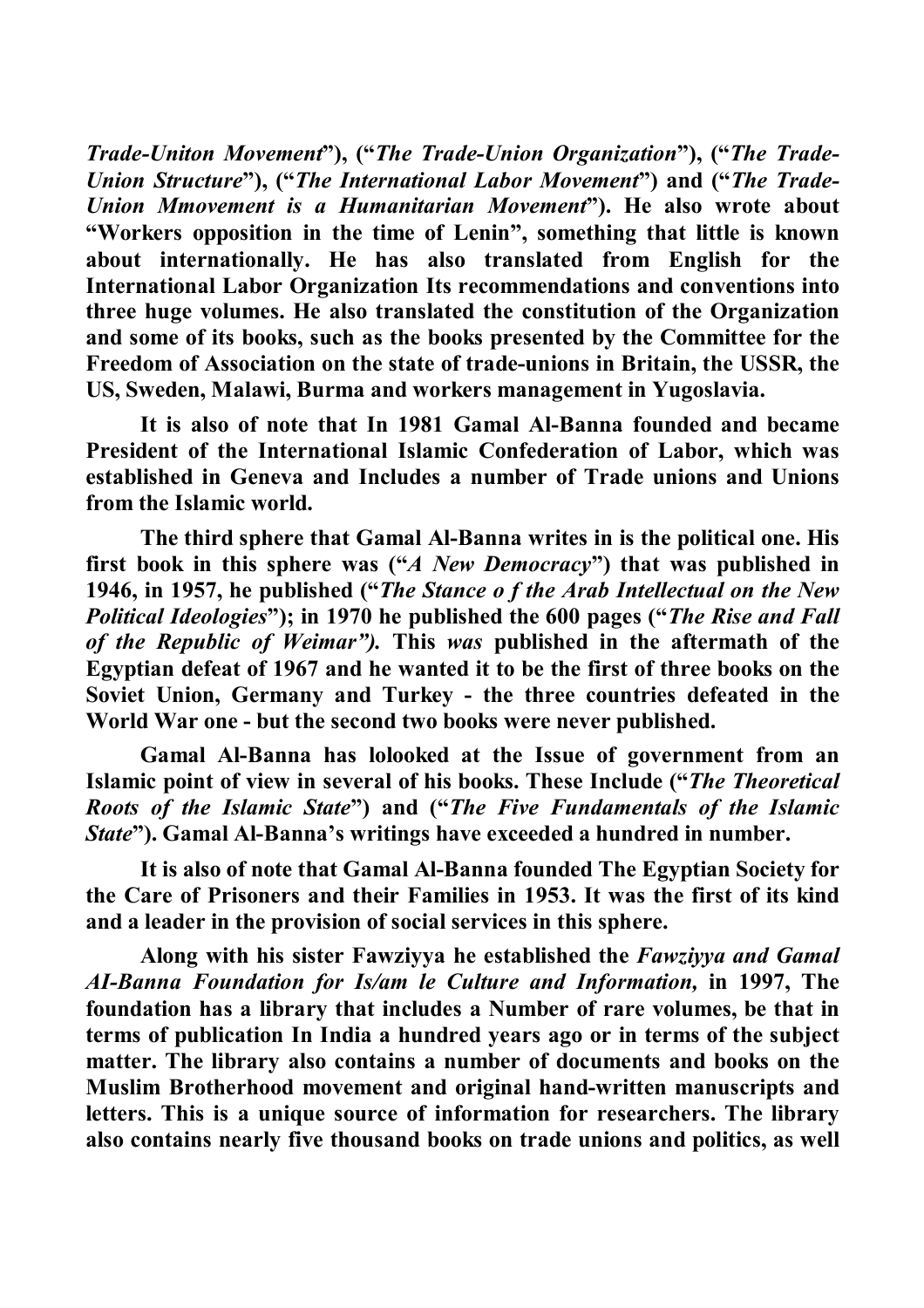**Trade-Uniton Movement*"), ("*The Trade-Union Organization*"), ("*The Trade-Union Structure*"), ("*The International Labor Movement*") and ("*The Trade-Union Mmovement is a Humanitarian Movement*"). He also wrote about "Workers opposition in the time of Lenin", something that little is known about internationally. He has also translated from English for the International Labor Organization Its recommendations and conventions into three huge volumes. He also translated the constitution of the Organization and some of its books, such as the books presented by the Committee for the Freedom of Association on the state of trade-unions in Britain, the USSR, the US, Sweden, Malawi, Burma and workers management in Yugoslavia.**

**It is also of note that In 1981 Gamal Al-Banna founded and became President of the International Islamic Confederation of Labor, which was established in Geneva and Includes a number of Trade unions and Unions from the Islamic world.**

**The third sphere that Gamal Al-Banna writes in is the political one. His first book in this sphere was ("*A New Democracy*") that was published in 1946, in 1957, he published ("*The Stance o f the Arab Intellectual on the New Political Ideologies*"); in 1970 he published the 600 pages ("*The Rise and Fall of the Republic of Weimar").* This *was* published in the aftermath of the Egyptian defeat of 1967 and he wanted it to be the first of three books on the Soviet Union, Germany and Turkey - the three countries defeated in the World War one - but the second two books were never published.**

**Gamal Al-Banna has lolooked at the Issue of government from an Islamic point of view in several of his books. These Include ("*The Theoretical Roots of the Islamic State*") and ("*The Five Fundamentals of the Islamic State*"). Gamal Al-Banna's writings have exceeded a hundred in number.**

**It is also of note that Gamal Al-Banna founded The Egyptian Society for the Care of Prisoners and their Families in 1953. It was the first of its kind and a leader in the provision of social services in this sphere.**

**Along with his sister Fawziyya he established the *Fawziyya and Gamal AI-Banna Foundation for Is/am le Culture and Information,* in 1997, The foundation has a library that includes a Number of rare volumes, be that in terms of publication In India a hundred years ago or in terms of the subject matter. The library also contains a number of documents and books on the Muslim Brotherhood movement and original hand-written manuscripts and letters. This is a unique source of information for researchers. The library also contains nearly five thousand books on trade unions and politics, as well**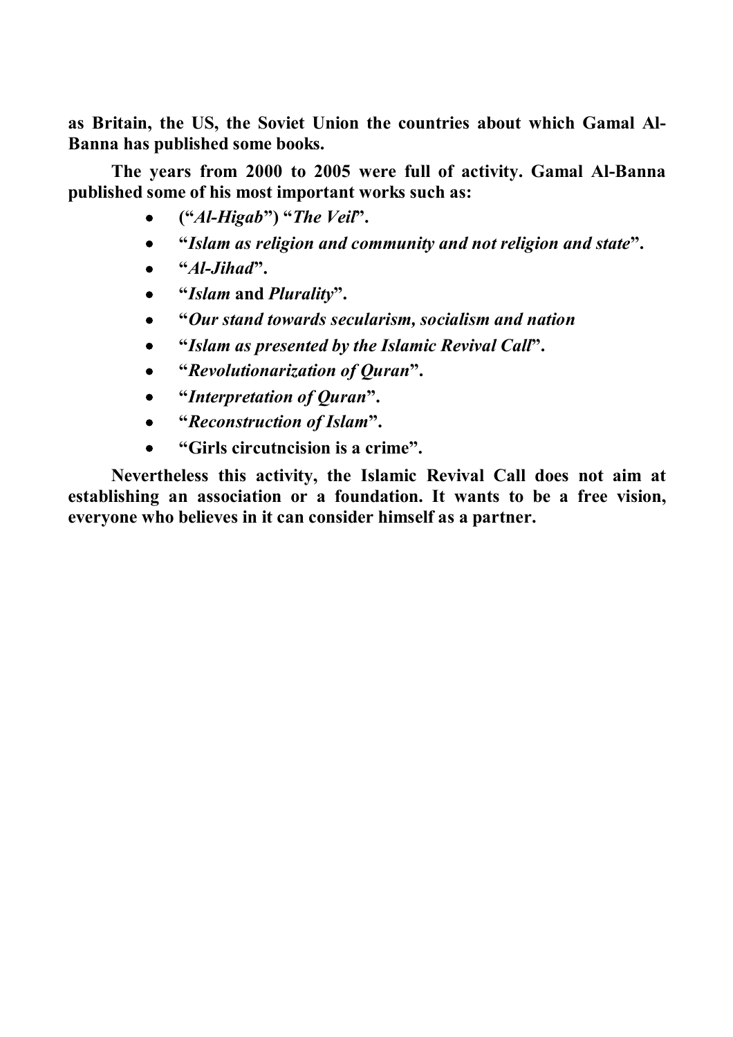**as Britain, the US, the Soviet Union the countries about which Gamal Al-Banna has published some books.**

**The years from 2000 to 2005 were full of activity. Gamal Al-Banna published some of his most important works such as:**

- **("*Al-Higab*") "*The Veil*".**
- **"*Islam as religion and community and not religion and state*".**
- **"*Al-Jihad*".**
- **"*Islam* and *Plurality*".**
- **"*Our stand towards secularism, socialism and nation***
- **"*Islam as presented by the Islamic Revival Call*".**
- **"*Revolutionarization of Quran*".**
- **"*Interpretation of Quran*".**
- **"*Reconstruction of Islam*".**
- **"Girls circutncision is a crime".**

**Nevertheless this activity, the Islamic Revival Call does not aim at establishing an association or a foundation. It wants to be a free vision, everyone who believes in it can consider himself as a partner.**